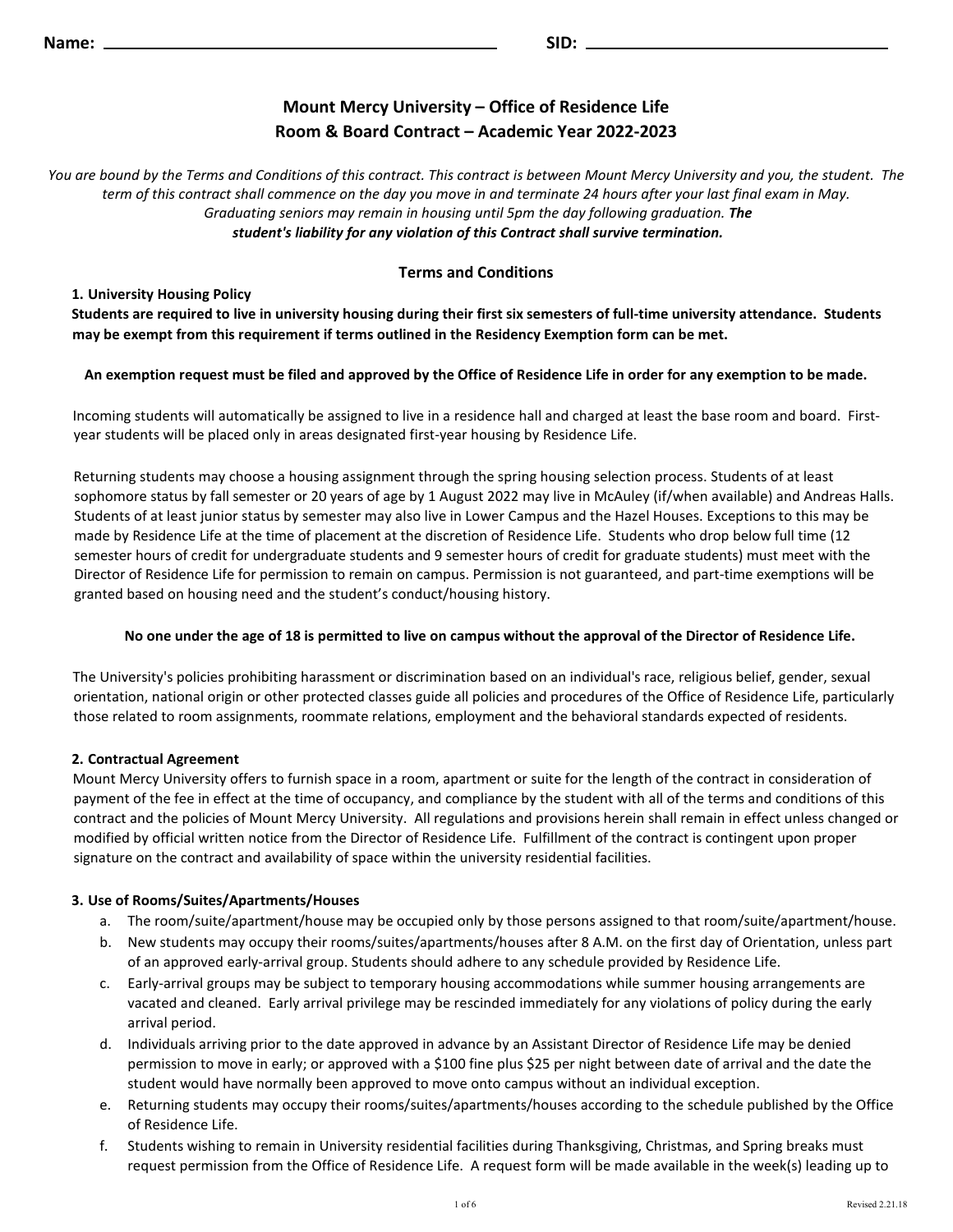Name: ______________________________ SID: ______________________________

# Mount Mercy University – Office of Residence Life
# Room & Board Contract – Academic Year 2022-2023

*You are bound by the Terms and Conditions of this contract. This contract is between Mount Mercy University and you, the student. The term of this contract shall commence on the day you move in and terminate 24 hours after your last final exam in May. Graduating seniors may remain in housing until 5pm the day following graduation.* ***The student's liability for any violation of this Contract shall survive termination.***

## Terms and Conditions

### 1. University Housing Policy

**Students are required to live in university housing during their first six semesters of full-time university attendance. Students may be exempt from this requirement if terms outlined in the Residency Exemption form can be met.**

**An exemption request must be filed and approved by the Office of Residence Life in order for any exemption to be made.**

Incoming students will automatically be assigned to live in a residence hall and charged at least the base room and board. First-year students will be placed only in areas designated first-year housing by Residence Life.

Returning students may choose a housing assignment through the spring housing selection process. Students of at least sophomore status by fall semester or 20 years of age by 1 August 2022 may live in McAuley (if/when available) and Andreas Halls. Students of at least junior status by semester may also live in Lower Campus and the Hazel Houses. Exceptions to this may be made by Residence Life at the time of placement at the discretion of Residence Life. Students who drop below full time (12 semester hours of credit for undergraduate students and 9 semester hours of credit for graduate students) must meet with the Director of Residence Life for permission to remain on campus. Permission is not guaranteed, and part-time exemptions will be granted based on housing need and the student's conduct/housing history.

**No one under the age of 18 is permitted to live on campus without the approval of the Director of Residence Life.**

The University's policies prohibiting harassment or discrimination based on an individual's race, religious belief, gender, sexual orientation, national origin or other protected classes guide all policies and procedures of the Office of Residence Life, particularly those related to room assignments, roommate relations, employment and the behavioral standards expected of residents.

### 2. Contractual Agreement

Mount Mercy University offers to furnish space in a room, apartment or suite for the length of the contract in consideration of payment of the fee in effect at the time of occupancy, and compliance by the student with all of the terms and conditions of this contract and the policies of Mount Mercy University. All regulations and provisions herein shall remain in effect unless changed or modified by official written notice from the Director of Residence Life. Fulfillment of the contract is contingent upon proper signature on the contract and availability of space within the university residential facilities.

### 3. Use of Rooms/Suites/Apartments/Houses

a. The room/suite/apartment/house may be occupied only by those persons assigned to that room/suite/apartment/house.

b. New students may occupy their rooms/suites/apartments/houses after 8 A.M. on the first day of Orientation, unless part of an approved early-arrival group. Students should adhere to any schedule provided by Residence Life.

c. Early-arrival groups may be subject to temporary housing accommodations while summer housing arrangements are vacated and cleaned. Early arrival privilege may be rescinded immediately for any violations of policy during the early arrival period.

d. Individuals arriving prior to the date approved in advance by an Assistant Director of Residence Life may be denied permission to move in early; or approved with a $100 fine plus $25 per night between date of arrival and the date the student would have normally been approved to move onto campus without an individual exception.

e. Returning students may occupy their rooms/suites/apartments/houses according to the schedule published by the Office of Residence Life.

f. Students wishing to remain in University residential facilities during Thanksgiving, Christmas, and Spring breaks must request permission from the Office of Residence Life. A request form will be made available in the week(s) leading up to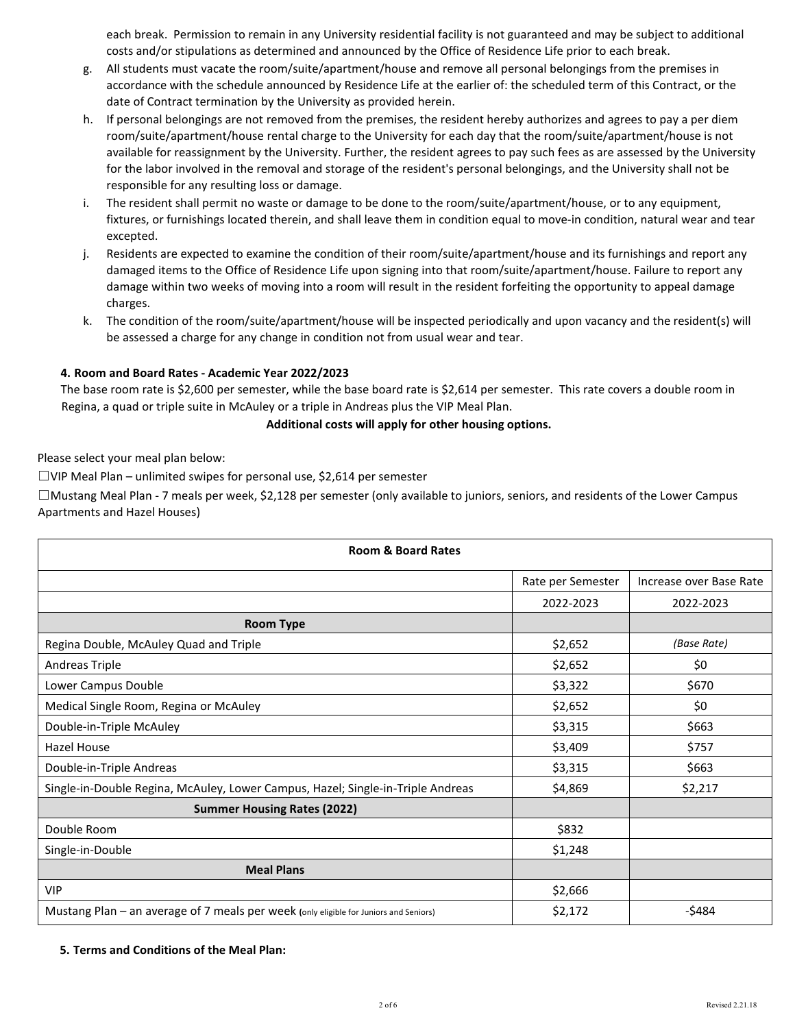each break. Permission to remain in any University residential facility is not guaranteed and may be subject to additional costs and/or stipulations as determined and announced by the Office of Residence Life prior to each break.

g. All students must vacate the room/suite/apartment/house and remove all personal belongings from the premises in accordance with the schedule announced by Residence Life at the earlier of: the scheduled term of this Contract, or the date of Contract termination by the University as provided herein.

h. If personal belongings are not removed from the premises, the resident hereby authorizes and agrees to pay a per diem room/suite/apartment/house rental charge to the University for each day that the room/suite/apartment/house is not available for reassignment by the University. Further, the resident agrees to pay such fees as are assessed by the University for the labor involved in the removal and storage of the resident's personal belongings, and the University shall not be responsible for any resulting loss or damage.

i. The resident shall permit no waste or damage to be done to the room/suite/apartment/house, or to any equipment, fixtures, or furnishings located therein, and shall leave them in condition equal to move-in condition, natural wear and tear excepted.

j. Residents are expected to examine the condition of their room/suite/apartment/house and its furnishings and report any damaged items to the Office of Residence Life upon signing into that room/suite/apartment/house. Failure to report any damage within two weeks of moving into a room will result in the resident forfeiting the opportunity to appeal damage charges.

k. The condition of the room/suite/apartment/house will be inspected periodically and upon vacancy and the resident(s) will be assessed a charge for any change in condition not from usual wear and tear.

### 4. Room and Board Rates - Academic Year 2022/2023

The base room rate is $2,600 per semester, while the base board rate is $2,614 per semester. This rate covers a double room in Regina, a quad or triple suite in McAuley or a triple in Andreas plus the VIP Meal Plan.

**Additional costs will apply for other housing options.**

Please select your meal plan below:

☐VIP Meal Plan – unlimited swipes for personal use, $2,614 per semester

☐Mustang Meal Plan - 7 meals per week, $2,128 per semester (only available to juniors, seniors, and residents of the Lower Campus Apartments and Hazel Houses)

| Room & Board Rates | | |
|---|---|---|
| | Rate per Semester | Increase over Base Rate |
| | 2022-2023 | 2022-2023 |
| **Room Type** | | |
| Regina Double, McAuley Quad and Triple | $2,652 | *(Base Rate)* |
| Andreas Triple | $2,652 | $0 |
| Lower Campus Double | $3,322 | $670 |
| Medical Single Room, Regina or McAuley | $2,652 | $0 |
| Double-in-Triple McAuley | $3,315 | $663 |
| Hazel House | $3,409 | $757 |
| Double-in-Triple Andreas | $3,315 | $663 |
| Single-in-Double Regina, McAuley, Lower Campus, Hazel; Single-in-Triple Andreas | $4,869 | $2,217 |
| **Summer Housing Rates (2022)** | | |
| Double Room | $832 | |
| Single-in-Double | $1,248 | |
| **Meal Plans** | | |
| VIP | $2,666 | |
| Mustang Plan – an average of 7 meals per week (only eligible for Juniors and Seniors) | $2,172 | -$484 |

### 5. Terms and Conditions of the Meal Plan: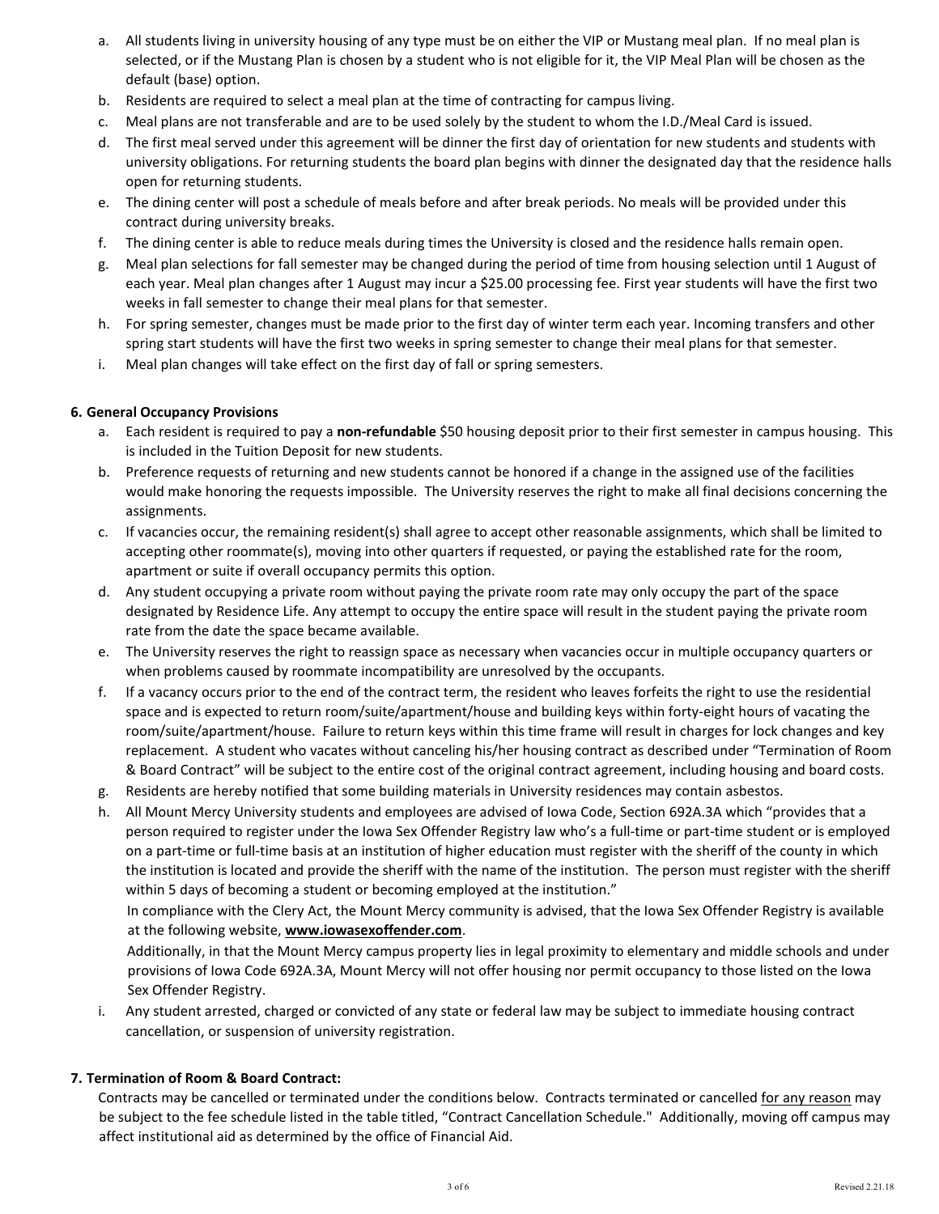a. All students living in university housing of any type must be on either the VIP or Mustang meal plan. If no meal plan is selected, or if the Mustang Plan is chosen by a student who is not eligible for it, the VIP Meal Plan will be chosen as the default (base) option.
b. Residents are required to select a meal plan at the time of contracting for campus living.
c. Meal plans are not transferable and are to be used solely by the student to whom the I.D./Meal Card is issued.
d. The first meal served under this agreement will be dinner the first day of orientation for new students and students with university obligations. For returning students the board plan begins with dinner the designated day that the residence halls open for returning students.
e. The dining center will post a schedule of meals before and after break periods. No meals will be provided under this contract during university breaks.
f. The dining center is able to reduce meals during times the University is closed and the residence halls remain open.
g. Meal plan selections for fall semester may be changed during the period of time from housing selection until 1 August of each year. Meal plan changes after 1 August may incur a $25.00 processing fee. First year students will have the first two weeks in fall semester to change their meal plans for that semester.
h. For spring semester, changes must be made prior to the first day of winter term each year. Incoming transfers and other spring start students will have the first two weeks in spring semester to change their meal plans for that semester.
i. Meal plan changes will take effect on the first day of fall or spring semesters.

**6. General Occupancy Provisions**

a. Each resident is required to pay a **non-refundable** $50 housing deposit prior to their first semester in campus housing. This is included in the Tuition Deposit for new students.
b. Preference requests of returning and new students cannot be honored if a change in the assigned use of the facilities would make honoring the requests impossible. The University reserves the right to make all final decisions concerning the assignments.
c. If vacancies occur, the remaining resident(s) shall agree to accept other reasonable assignments, which shall be limited to accepting other roommate(s), moving into other quarters if requested, or paying the established rate for the room, apartment or suite if overall occupancy permits this option.
d. Any student occupying a private room without paying the private room rate may only occupy the part of the space designated by Residence Life. Any attempt to occupy the entire space will result in the student paying the private room rate from the date the space became available.
e. The University reserves the right to reassign space as necessary when vacancies occur in multiple occupancy quarters or when problems caused by roommate incompatibility are unresolved by the occupants.
f. If a vacancy occurs prior to the end of the contract term, the resident who leaves forfeits the right to use the residential space and is expected to return room/suite/apartment/house and building keys within forty-eight hours of vacating the room/suite/apartment/house. Failure to return keys within this time frame will result in charges for lock changes and key replacement. A student who vacates without canceling his/her housing contract as described under "Termination of Room & Board Contract" will be subject to the entire cost of the original contract agreement, including housing and board costs.
g. Residents are hereby notified that some building materials in University residences may contain asbestos.
h. All Mount Mercy University students and employees are advised of Iowa Code, Section 692A.3A which "provides that a person required to register under the Iowa Sex Offender Registry law who's a full-time or part-time student or is employed on a part-time or full-time basis at an institution of higher education must register with the sheriff of the county in which the institution is located and provide the sheriff with the name of the institution. The person must register with the sheriff within 5 days of becoming a student or becoming employed at the institution."

   In compliance with the Clery Act, the Mount Mercy community is advised, that the Iowa Sex Offender Registry is available at the following website, **www.iowasexoffender.com**.

   Additionally, in that the Mount Mercy campus property lies in legal proximity to elementary and middle schools and under provisions of Iowa Code 692A.3A, Mount Mercy will not offer housing nor permit occupancy to those listed on the Iowa Sex Offender Registry.
i. Any student arrested, charged or convicted of any state or federal law may be subject to immediate housing contract cancellation, or suspension of university registration.

**7. Termination of Room & Board Contract:**

Contracts may be cancelled or terminated under the conditions below. Contracts terminated or cancelled for any reason may be subject to the fee schedule listed in the table titled, "Contract Cancellation Schedule." Additionally, moving off campus may affect institutional aid as determined by the office of Financial Aid.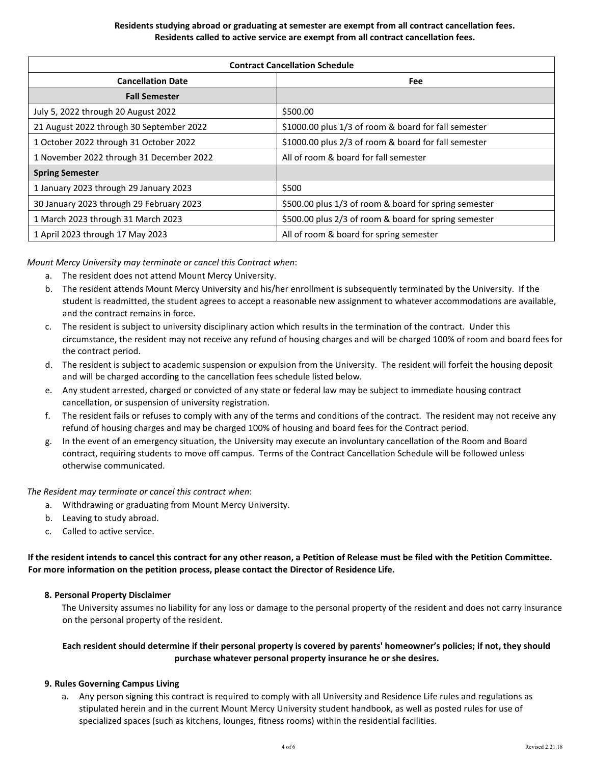**Residents studying abroad or graduating at semester are exempt from all contract cancellation fees.**
**Residents called to active service are exempt from all contract cancellation fees.**

| Contract Cancellation Schedule | |
|---|---|
| **Cancellation Date** | **Fee** |
| **Fall Semester** | |
| July 5, 2022 through 20 August 2022 | $500.00 |
| 21 August 2022 through 30 September 2022 | $1000.00 plus 1/3 of room & board for fall semester |
| 1 October 2022 through 31 October 2022 | $1000.00 plus 2/3 of room & board for fall semester |
| 1 November 2022 through 31 December 2022 | All of room & board for fall semester |
| **Spring Semester** | |
| 1 January 2023 through 29 January 2023 | $500 |
| 30 January 2023 through 29 February 2023 | $500.00 plus 1/3 of room & board for spring semester |
| 1 March 2023 through 31 March 2023 | $500.00 plus 2/3 of room & board for spring semester |
| 1 April 2023 through 17 May 2023 | All of room & board for spring semester |

*Mount Mercy University may terminate or cancel this Contract when*:

a. The resident does not attend Mount Mercy University.
b. The resident attends Mount Mercy University and his/her enrollment is subsequently terminated by the University. If the student is readmitted, the student agrees to accept a reasonable new assignment to whatever accommodations are available, and the contract remains in force.
c. The resident is subject to university disciplinary action which results in the termination of the contract. Under this circumstance, the resident may not receive any refund of housing charges and will be charged 100% of room and board fees for the contract period.
d. The resident is subject to academic suspension or expulsion from the University. The resident will forfeit the housing deposit and will be charged according to the cancellation fees schedule listed below.
e. Any student arrested, charged or convicted of any state or federal law may be subject to immediate housing contract cancellation, or suspension of university registration.
f. The resident fails or refuses to comply with any of the terms and conditions of the contract. The resident may not receive any refund of housing charges and may be charged 100% of housing and board fees for the Contract period.
g. In the event of an emergency situation, the University may execute an involuntary cancellation of the Room and Board contract, requiring students to move off campus. Terms of the Contract Cancellation Schedule will be followed unless otherwise communicated.

*The Resident may terminate or cancel this contract when*:

a. Withdrawing or graduating from Mount Mercy University.
b. Leaving to study abroad.
c. Called to active service.

**If the resident intends to cancel this contract for any other reason, a Petition of Release must be filed with the Petition Committee. For more information on the petition process, please contact the Director of Residence Life.**

### 8. Personal Property Disclaimer

The University assumes no liability for any loss or damage to the personal property of the resident and does not carry insurance on the personal property of the resident.

**Each resident should determine if their personal property is covered by parents' homeowner's policies; if not, they should purchase whatever personal property insurance he or she desires.**

### 9. Rules Governing Campus Living

a. Any person signing this contract is required to comply with all University and Residence Life rules and regulations as stipulated herein and in the current Mount Mercy University student handbook, as well as posted rules for use of specialized spaces (such as kitchens, lounges, fitness rooms) within the residential facilities.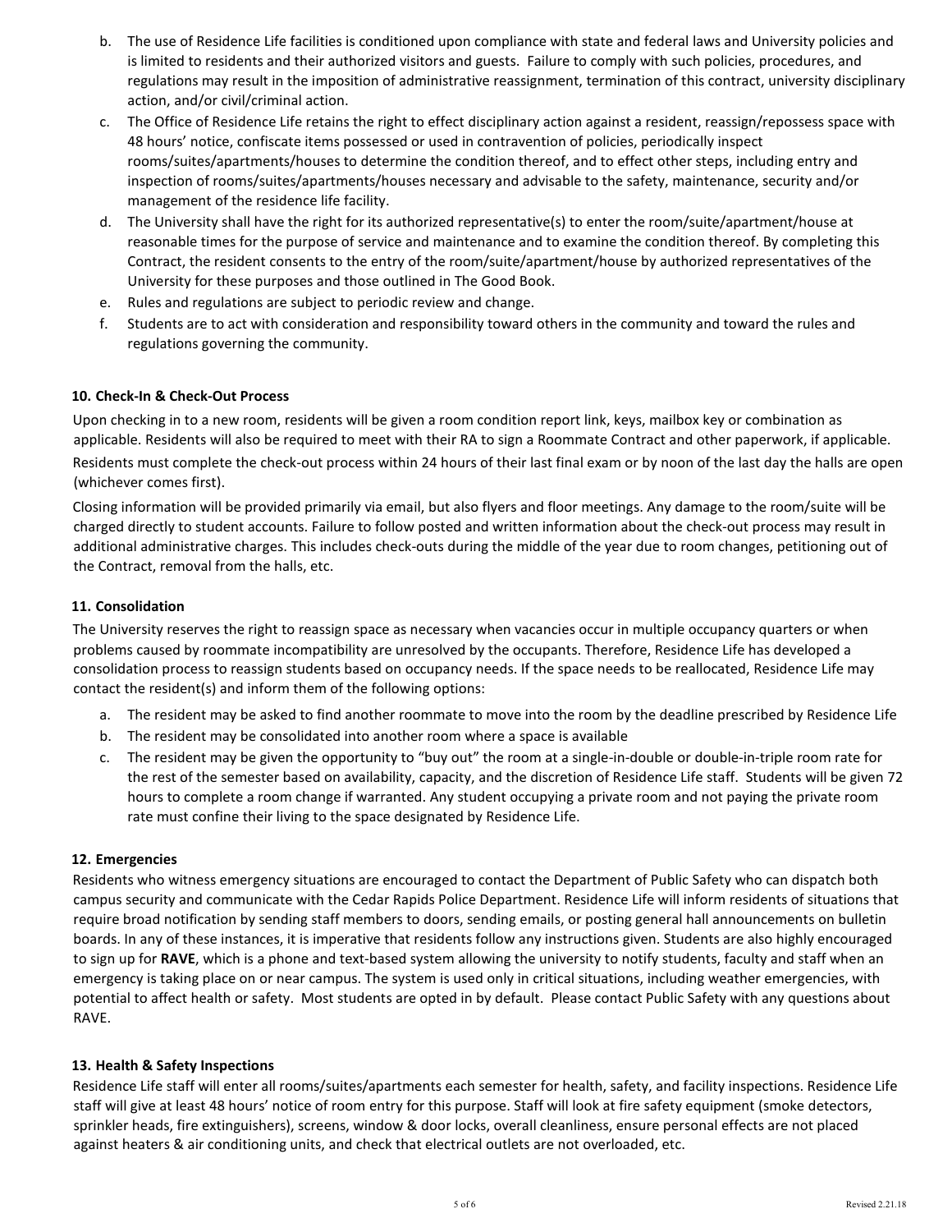b. The use of Residence Life facilities is conditioned upon compliance with state and federal laws and University policies and is limited to residents and their authorized visitors and guests. Failure to comply with such policies, procedures, and regulations may result in the imposition of administrative reassignment, termination of this contract, university disciplinary action, and/or civil/criminal action.

c. The Office of Residence Life retains the right to effect disciplinary action against a resident, reassign/repossess space with 48 hours' notice, confiscate items possessed or used in contravention of policies, periodically inspect rooms/suites/apartments/houses to determine the condition thereof, and to effect other steps, including entry and inspection of rooms/suites/apartments/houses necessary and advisable to the safety, maintenance, security and/or management of the residence life facility.

d. The University shall have the right for its authorized representative(s) to enter the room/suite/apartment/house at reasonable times for the purpose of service and maintenance and to examine the condition thereof. By completing this Contract, the resident consents to the entry of the room/suite/apartment/house by authorized representatives of the University for these purposes and those outlined in The Good Book.

e. Rules and regulations are subject to periodic review and change.

f. Students are to act with consideration and responsibility toward others in the community and toward the rules and regulations governing the community.

### 10. Check-In & Check-Out Process

Upon checking in to a new room, residents will be given a room condition report link, keys, mailbox key or combination as applicable. Residents will also be required to meet with their RA to sign a Roommate Contract and other paperwork, if applicable. Residents must complete the check-out process within 24 hours of their last final exam or by noon of the last day the halls are open (whichever comes first).

Closing information will be provided primarily via email, but also flyers and floor meetings. Any damage to the room/suite will be charged directly to student accounts. Failure to follow posted and written information about the check-out process may result in additional administrative charges. This includes check-outs during the middle of the year due to room changes, petitioning out of the Contract, removal from the halls, etc.

### 11. Consolidation

The University reserves the right to reassign space as necessary when vacancies occur in multiple occupancy quarters or when problems caused by roommate incompatibility are unresolved by the occupants. Therefore, Residence Life has developed a consolidation process to reassign students based on occupancy needs. If the space needs to be reallocated, Residence Life may contact the resident(s) and inform them of the following options:

a. The resident may be asked to find another roommate to move into the room by the deadline prescribed by Residence Life

b. The resident may be consolidated into another room where a space is available

c. The resident may be given the opportunity to "buy out" the room at a single-in-double or double-in-triple room rate for the rest of the semester based on availability, capacity, and the discretion of Residence Life staff. Students will be given 72 hours to complete a room change if warranted. Any student occupying a private room and not paying the private room rate must confine their living to the space designated by Residence Life.

### 12. Emergencies

Residents who witness emergency situations are encouraged to contact the Department of Public Safety who can dispatch both campus security and communicate with the Cedar Rapids Police Department. Residence Life will inform residents of situations that require broad notification by sending staff members to doors, sending emails, or posting general hall announcements on bulletin boards. In any of these instances, it is imperative that residents follow any instructions given. Students are also highly encouraged to sign up for **RAVE**, which is a phone and text-based system allowing the university to notify students, faculty and staff when an emergency is taking place on or near campus. The system is used only in critical situations, including weather emergencies, with potential to affect health or safety. Most students are opted in by default. Please contact Public Safety with any questions about RAVE.

### 13. Health & Safety Inspections

Residence Life staff will enter all rooms/suites/apartments each semester for health, safety, and facility inspections. Residence Life staff will give at least 48 hours' notice of room entry for this purpose. Staff will look at fire safety equipment (smoke detectors, sprinkler heads, fire extinguishers), screens, window & door locks, overall cleanliness, ensure personal effects are not placed against heaters & air conditioning units, and check that electrical outlets are not overloaded, etc.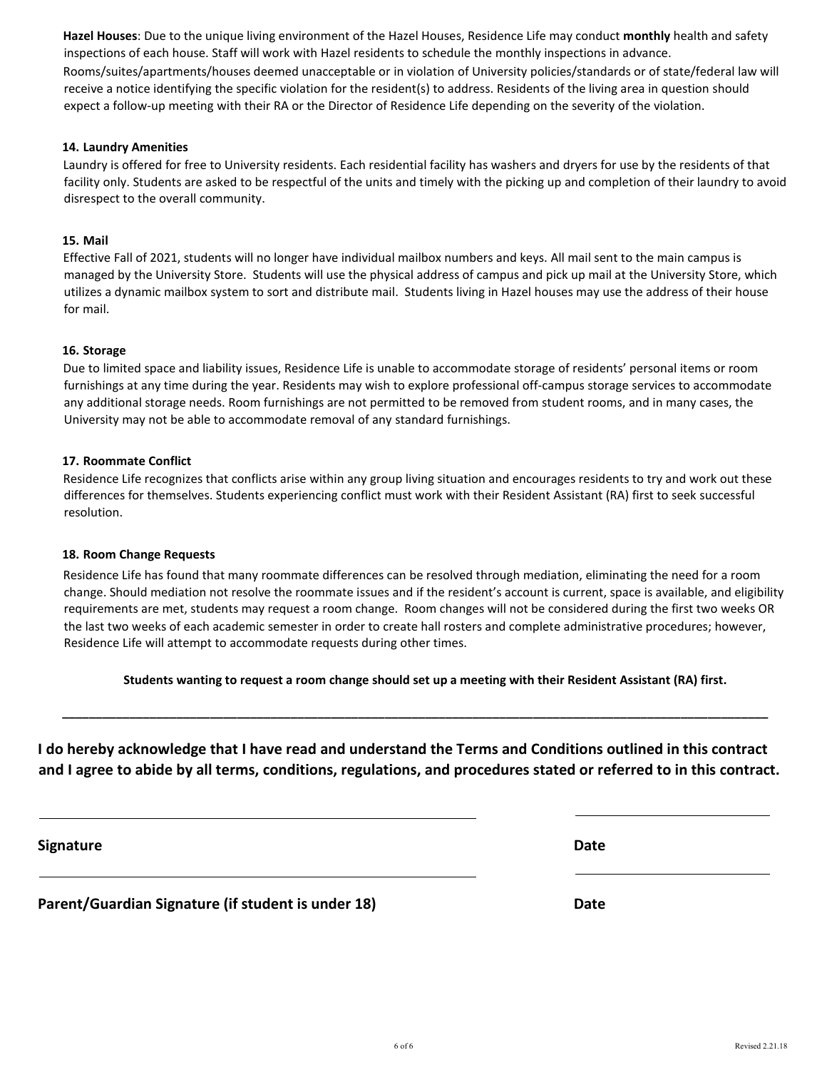**Hazel Houses**: Due to the unique living environment of the Hazel Houses, Residence Life may conduct **monthly** health and safety inspections of each house. Staff will work with Hazel residents to schedule the monthly inspections in advance. Rooms/suites/apartments/houses deemed unacceptable or in violation of University policies/standards or of state/federal law will receive a notice identifying the specific violation for the resident(s) to address. Residents of the living area in question should expect a follow-up meeting with their RA or the Director of Residence Life depending on the severity of the violation.

### 14. Laundry Amenities

Laundry is offered for free to University residents. Each residential facility has washers and dryers for use by the residents of that facility only. Students are asked to be respectful of the units and timely with the picking up and completion of their laundry to avoid disrespect to the overall community.

### 15. Mail

Effective Fall of 2021, students will no longer have individual mailbox numbers and keys. All mail sent to the main campus is managed by the University Store. Students will use the physical address of campus and pick up mail at the University Store, which utilizes a dynamic mailbox system to sort and distribute mail. Students living in Hazel houses may use the address of their house for mail.

### 16. Storage

Due to limited space and liability issues, Residence Life is unable to accommodate storage of residents' personal items or room furnishings at any time during the year. Residents may wish to explore professional off-campus storage services to accommodate any additional storage needs. Room furnishings are not permitted to be removed from student rooms, and in many cases, the University may not be able to accommodate removal of any standard furnishings.

### 17. Roommate Conflict

Residence Life recognizes that conflicts arise within any group living situation and encourages residents to try and work out these differences for themselves. Students experiencing conflict must work with their Resident Assistant (RA) first to seek successful resolution.

### 18. Room Change Requests

Residence Life has found that many roommate differences can be resolved through mediation, eliminating the need for a room change. Should mediation not resolve the roommate issues and if the resident's account is current, space is available, and eligibility requirements are met, students may request a room change. Room changes will not be considered during the first two weeks OR the last two weeks of each academic semester in order to create hall rosters and complete administrative procedures; however, Residence Life will attempt to accommodate requests during other times.

**Students wanting to request a room change should set up a meeting with their Resident Assistant (RA) first.**

---

**I do hereby acknowledge that I have read and understand the Terms and Conditions outlined in this contract and I agree to abide by all terms, conditions, regulations, and procedures stated or referred to in this contract.**

_______________________________________ _______________

**Signature** **Date**

_______________________________________ _______________

**Parent/Guardian Signature (if student is under 18)** **Date**